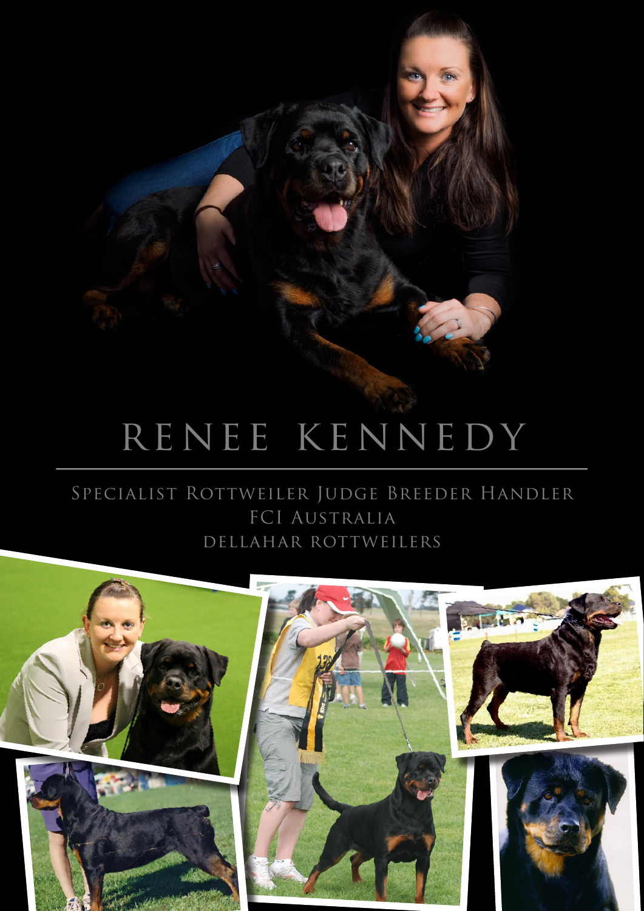# RENEE KENNEDY

SPECIALIST ROTTWEILER JUDGE BREEDER HANDLER

FCI AUSTRALIA

DELLAHAR ROTTWEILERS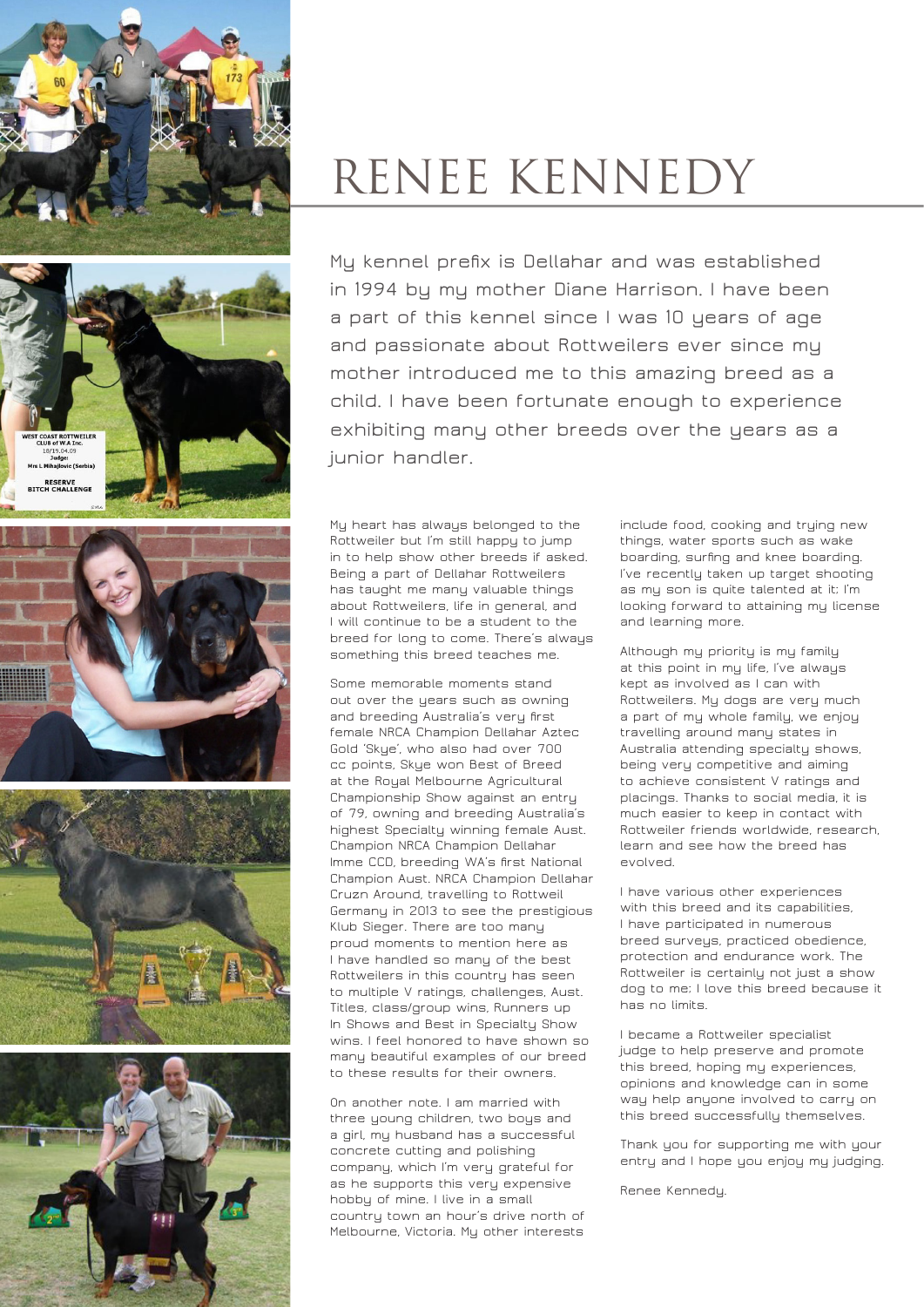# RENEE KENNEDY

My kennel prefix is Dellahar and was established in 1994 by my mother Diane Harrison. I have been a part of this kennel since I was 10 years of age and passionate about Rottweilers ever since my mother introduced me to this amazing breed as a child. I have been fortunate enough to experience exhibiting many other breeds over the years as a junior handler.

My heart has always belonged to the Rottweiler but I'm still happy to jump in to help show other breeds if asked. Being a part of Dellahar Rottweilers has taught me many valuable things about Rottweilers, life in general, and I will continue to be a student to the breed for long to come. There's always something this breed teaches me.

Some memorable moments stand out over the years such as owning and breeding Australia's very first female NRCA Champion Dellahar Aztec Gold 'Skye', who also had over 700 cc points. Skye won Best of Breed at the Royal Melbourne Agricultural Championship Show against an entry of 79, owning and breeding Australia's highest Specialty winning female Aust. Champion NRCA Champion Dellahar Imme CCD, breeding WA's first National Champion Aust. NRCA Champion Dellahar Cruzn Around, travelling to Rottweil Germany in 2013 to see the prestigious Klub Sieger. There are too many proud moments to mention here as I have handled so many of the best Rottweilers in this country has seen to multiple V ratings, challenges, Aust. Titles, class/group wins, Runners up In Shows and Best in Specialty Show wins. I feel honored to have shown so many beautiful examples of our breed to these results for their owners.

On another note. I am married with three young children, two boys and a girl, my husband has a successful concrete cutting and polishing company, which I'm very grateful for as he supports this very expensive hobby of mine. I live in a small country town an hour's drive north of Melbourne, Victoria. My other interests include food, cooking and trying new things, water sports such as wake boarding, surfing and knee boarding. I've recently taken up target shooting as my son is quite talented at it; I'm looking forward to attaining my license and learning more.

Although my priority is my family at this point in my life, I've always kept as involved as I can with Rottweilers. My dogs are very much a part of my whole family, we enjoy travelling around many states in Australia attending specialty shows, being very competitive and aiming to achieve consistent V ratings and placings. Thanks to social media, it is much easier to keep in contact with Rottweiler friends worldwide, research, learn and see how the breed has evolved.

I have various other experiences with this breed and its capabilities, I have participated in numerous breed surveys, practiced obedience, protection and endurance work. The Rottweiler is certainly not just a show dog to me; I love this breed because it has no limits.

I became a Rottweiler specialist judge to help preserve and promote this breed, hoping my experiences, opinions and knowledge can in some way help anyone involved to carry on this breed successfully themselves.

Thank you for supporting me with your entry and I hope you enjoy my judging.

Renee Kennedy.